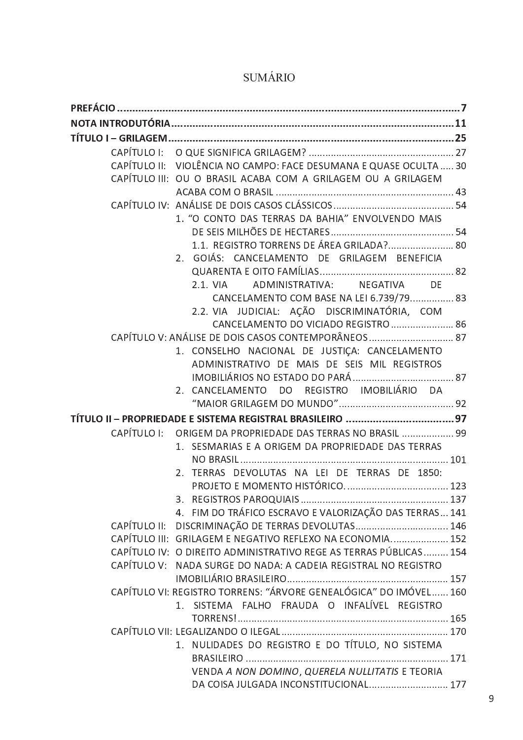# SUMÁRIO

**PREFÁCIO** ..... **7**

**NOTA INTRODUTÓRIA** ..... **11**

**TÍTULO I – GRILAGEM** ..... **25**

- CAPÍTULO I: O QUE SIGNIFICA GRILAGEM? ..... 27
- CAPÍTULO II: VIOLÊNCIA NO CAMPO: FACE DESUMANA E QUASE OCULTA ..... 30
- CAPÍTULO III: OU O BRASIL ACABA COM A GRILAGEM OU A GRILAGEM ACABA COM O BRASIL ..... 43
- CAPÍTULO IV: ANÁLISE DE DOIS CASOS CLÁSSICOS ..... 54
  1. "O CONTO DAS TERRAS DA BAHIA" ENVOLVENDO MAIS DE SEIS MILHÕES DE HECTARES ..... 54
     - 1.1. REGISTRO TORRENS DE ÁREA GRILADA? ..... 80
  2. GOIÁS: CANCELAMENTO DE GRILAGEM BENEFICIA QUARENTA E OITO FAMÍLIAS ..... 82
     - 2.1. VIA ADMINISTRATIVA: NEGATIVA DE CANCELAMENTO COM BASE NA LEI 6.739/79 ..... 83
     - 2.2. VIA JUDICIAL: AÇÃO DISCRIMINATÓRIA, COM CANCELAMENTO DO VICIADO REGISTRO ..... 86
- CAPÍTULO V: ANÁLISE DE DOIS CASOS CONTEMPORÂNEOS ..... 87
  1. CONSELHO NACIONAL DE JUSTIÇA: CANCELAMENTO ADMINISTRATIVO DE MAIS DE SEIS MIL REGISTROS IMOBILIÁRIOS NO ESTADO DO PARÁ ..... 87
  2. CANCELAMENTO DO REGISTRO IMOBILIÁRIO DA "MAIOR GRILAGEM DO MUNDO" ..... 92

**TÍTULO II – PROPRIEDADE E SISTEMA REGISTRAL BRASILEIRO** ..... **97**

- CAPÍTULO I: ORIGEM DA PROPRIEDADE DAS TERRAS NO BRASIL ..... 99
  1. SESMARIAS E A ORIGEM DA PROPRIEDADE DAS TERRAS NO BRASIL ..... 101
  2. TERRAS DEVOLUTAS NA LEI DE TERRAS DE 1850: PROJETO E MOMENTO HISTÓRICO. ..... 123
  3. REGISTROS PAROQUIAIS ..... 137
  4. FIM DO TRÁFICO ESCRAVO E VALORIZAÇÃO DAS TERRAS ..... 141
- CAPÍTULO II: DISCRIMINAÇÃO DE TERRAS DEVOLUTAS ..... 146
- CAPÍTULO III: GRILAGEM E NEGATIVO REFLEXO NA ECONOMIA ..... 152
- CAPÍTULO IV: O DIREITO ADMINISTRATIVO REGE AS TERRAS PÚBLICAS ..... 154
- CAPÍTULO V: NADA SURGE DO NADA: A CADEIA REGISTRAL NO REGISTRO IMOBILIÁRIO BRASILEIRO ..... 157
- CAPÍTULO VI: REGISTRO TORRENS: "ÁRVORE GENEALÓGICA" DO IMÓVEL ..... 160
  1. SISTEMA FALHO FRAUDA O INFALÍVEL REGISTRO TORRENS! ..... 165
- CAPÍTULO VII: LEGALIZANDO O ILEGAL ..... 170
  1. NULIDADES DO REGISTRO E DO TÍTULO, NO SISTEMA BRASILEIRO ..... 171

     VENDA *A NON DOMINO*, *QUERELA NULLITATIS* E TEORIA DA COISA JULGADA INCONSTITUCIONAL ..... 177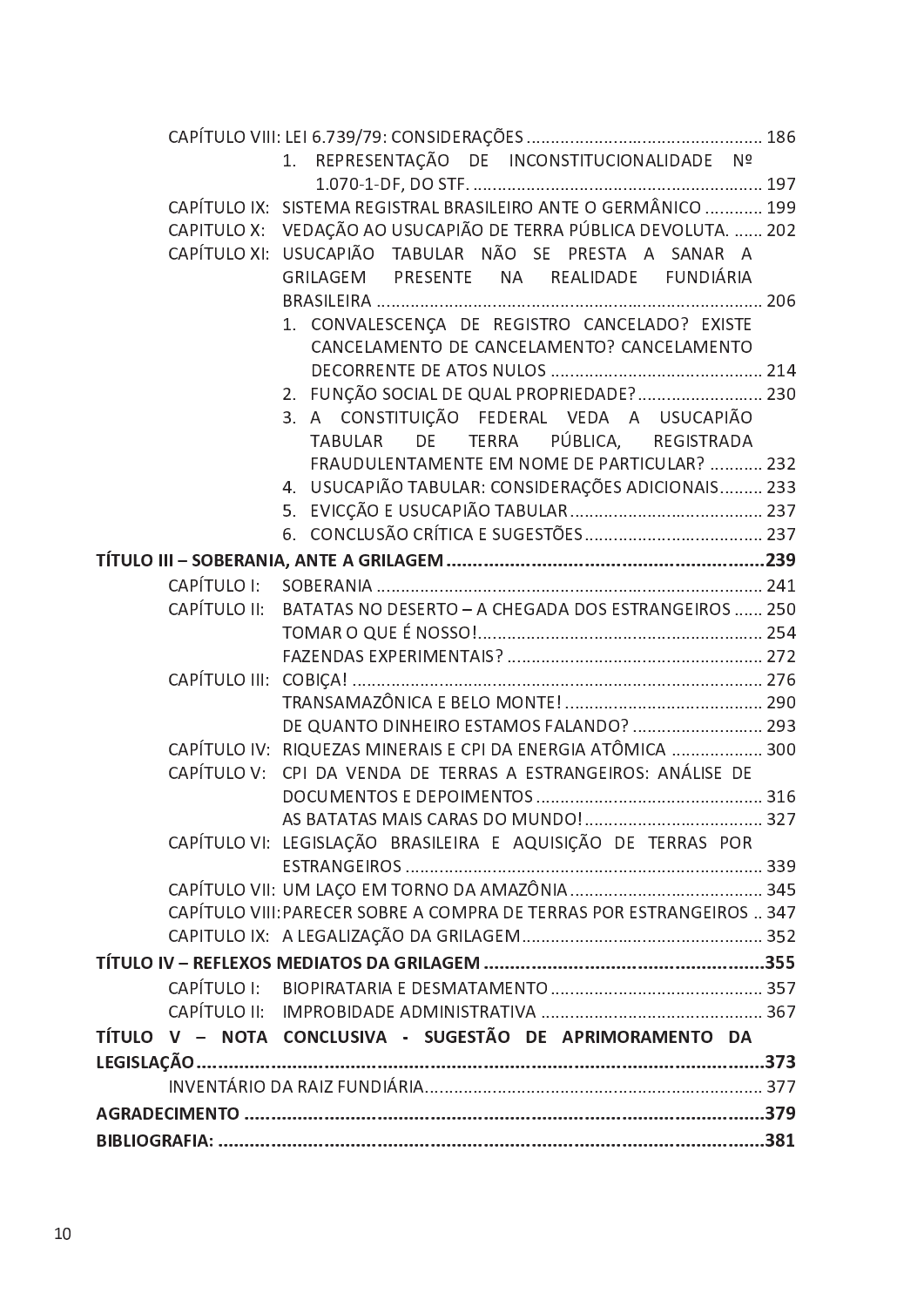CAPÍTULO VIII: LEI 6.739/79: CONSIDERAÇÕES ........................................... 186

1. REPRESENTAÇÃO DE INCONSTITUCIONALIDADE Nº 1.070-1-DF, DO STF. ........................................................ 197

CAPÍTULO IX: SISTEMA REGISTRAL BRASILEIRO ANTE O GERMÂNICO ............ 199

CAPITULO X: VEDAÇÃO AO USUCAPIÃO DE TERRA PÚBLICA DEVOLUTA. ...... 202

CAPÍTULO XI: USUCAPIÃO TABULAR NÃO SE PRESTA A SANAR A GRILAGEM PRESENTE NA REALIDADE FUNDIÁRIA BRASILEIRA ................................................................................ 206

1. CONVALESCENÇA DE REGISTRO CANCELADO? EXISTE CANCELAMENTO DE CANCELAMENTO? CANCELAMENTO DECORRENTE DE ATOS NULOS ........................................... 214
2. FUNÇÃO SOCIAL DE QUAL PROPRIEDADE?.......................... 230
3. A CONSTITUIÇÃO FEDERAL VEDA A USUCAPIÃO TABULAR DE TERRA PÚBLICA, REGISTRADA FRAUDULENTAMENTE EM NOME DE PARTICULAR? ........... 232
4. USUCAPIÃO TABULAR: CONSIDERAÇÕES ADICIONAIS......... 233
5. EVICÇÃO E USUCAPIÃO TABULAR ....................................... 237
6. CONCLUSÃO CRÍTICA E SUGESTÕES.................................... 237

**TÍTULO III – SOBERANIA, ANTE A GRILAGEM ............................................................239**

CAPÍTULO I: SOBERANIA ............................................................................... 241

CAPÍTULO II: BATATAS NO DESERTO – A CHEGADA DOS ESTRANGEIROS ...... 250

TOMAR O QUE É NOSSO!........................................................... 254

FAZENDAS EXPERIMENTAIS? ..................................................... 272

CAPÍTULO III: COBIÇA! ...................................................................................... 276

TRANSAMAZÔNICA E BELO MONTE! ........................................ 290

DE QUANTO DINHEIRO ESTAMOS FALANDO? .......................... 293

CAPÍTULO IV: RIQUEZAS MINERAIS E CPI DA ENERGIA ATÔMICA .................. 300

CAPÍTULO V: CPI DA VENDA DE TERRAS A ESTRANGEIROS: ANÁLISE DE DOCUMENTOS E DEPOIMENTOS .............................................. 316

AS BATATAS MAIS CARAS DO MUNDO!..................................... 327

CAPÍTULO VI: LEGISLAÇÃO BRASILEIRA E AQUISIÇÃO DE TERRAS POR ESTRANGEIROS ......................................................................... 339

CAPÍTULO VII: UM LAÇO EM TORNO DA AMAZÔNIA ....................................... 345

CAPÍTULO VIII: PARECER SOBRE A COMPRA DE TERRAS POR ESTRANGEIROS .. 347

CAPITULO IX: A LEGALIZAÇÃO DA GRILAGEM................................................. 352

**TÍTULO IV – REFLEXOS MEDIATOS DA GRILAGEM ....................................................355**

CAPÍTULO I: BIOPIRATARIA E DESMATAMENTO ........................................... 357

CAPÍTULO II: IMPROBIDADE ADMINISTRATIVA ............................................. 367

**TÍTULO V – NOTA CONCLUSIVA - SUGESTÃO DE APRIMORAMENTO DA LEGISLAÇÃO........................................................................................................373**

INVENTÁRIO DA RAIZ FUNDIÁRIA...................................................................... 377

**AGRADECIMENTO ...................................................................................................379**

**BIBLIOGRAFIA: .........................................................................................................381**